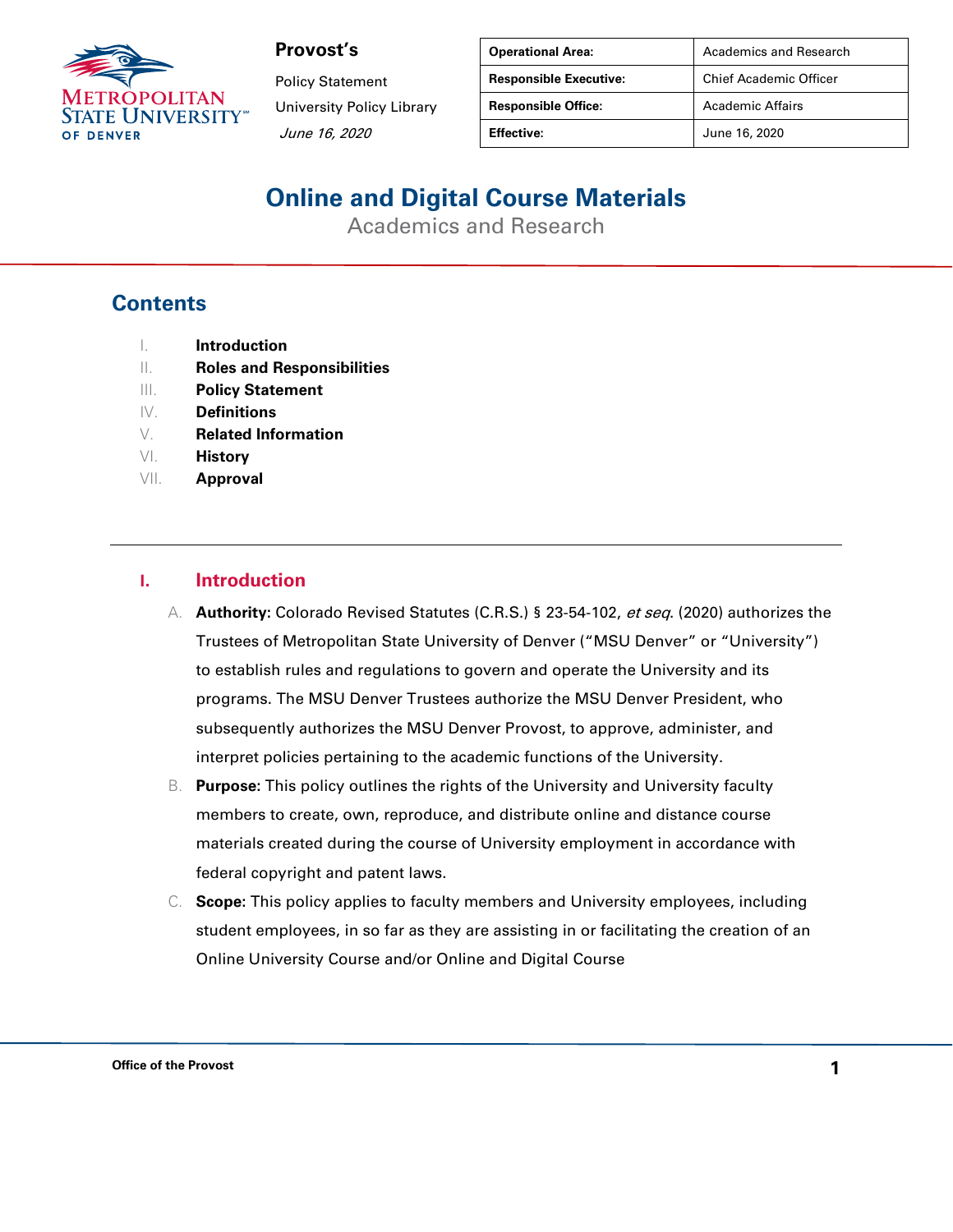**Provost's**

Policy Statement

University Policy Library

*June 16, 2020*

| Operational Area: | Academics and Research |
|---|---|
| Responsible Executive: | Chief Academic Officer |
| Responsible Office: | Academic Affairs |
| Effective: | June 16, 2020 |

# Online and Digital Course Materials

Academics and Research

## Contents

I. **Introduction**
II. **Roles and Responsibilities**
III. **Policy Statement**
IV. **Definitions**
V. **Related Information**
VI. **History**
VII. **Approval**

---

## I. Introduction

A. **Authority:** Colorado Revised Statutes (C.R.S.) § 23-54-102, *et seq*. (2020) authorizes the Trustees of Metropolitan State University of Denver ("MSU Denver" or "University") to establish rules and regulations to govern and operate the University and its programs. The MSU Denver Trustees authorize the MSU Denver President, who subsequently authorizes the MSU Denver Provost, to approve, administer, and interpret policies pertaining to the academic functions of the University.

B. **Purpose**: This policy outlines the rights of the University and University faculty members to create, own, reproduce, and distribute online and distance course materials created during the course of University employment in accordance with federal copyright and patent laws.

C. **Scope:** This policy applies to faculty members and University employees, including student employees, in so far as they are assisting in or facilitating the creation of an Online University Course and/or Online and Digital Course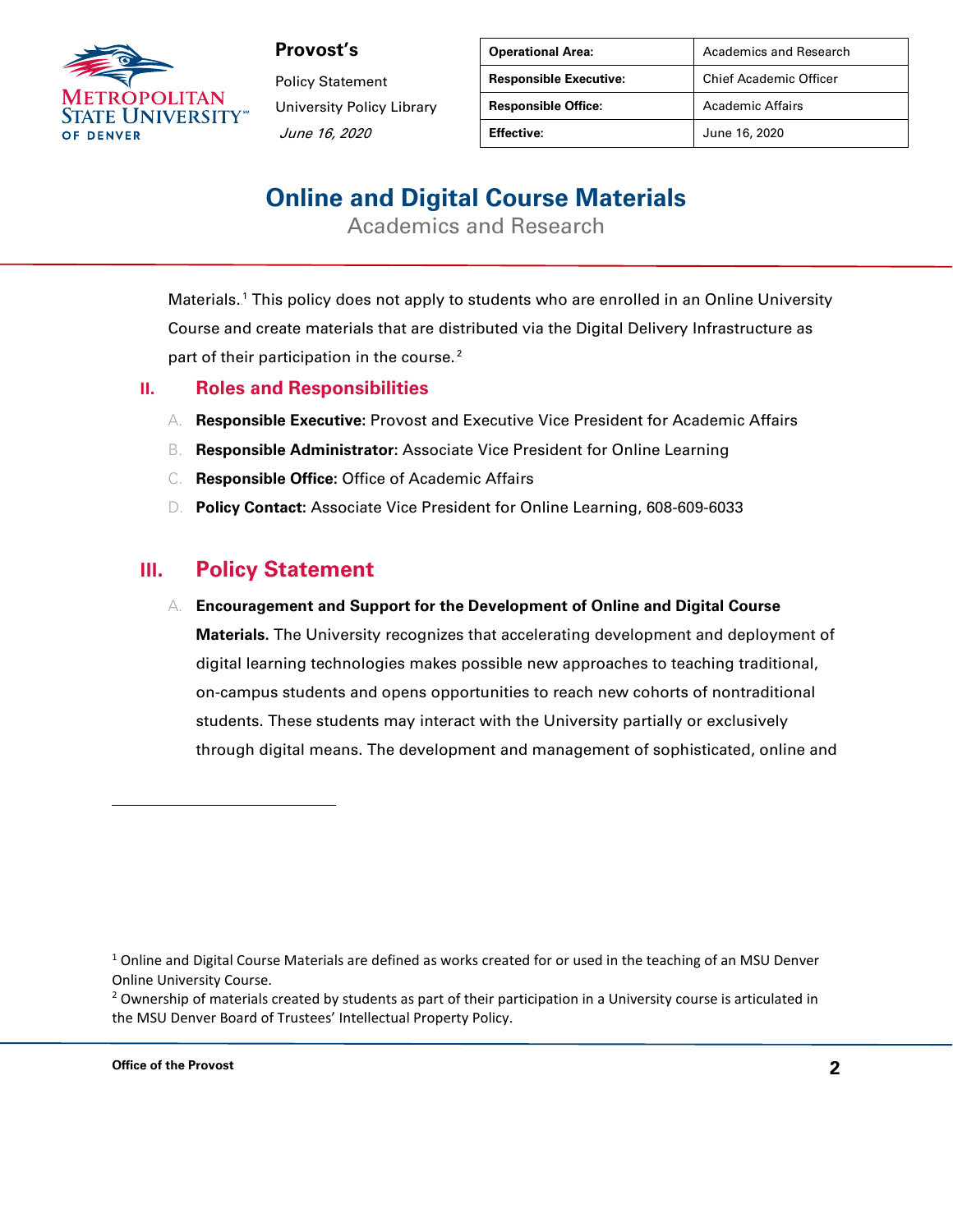Materials.[1] This policy does not apply to students who are enrolled in an Online University Course and create materials that are distributed via the Digital Delivery Infrastructure as part of their participation in the course.[2]

## II. Roles and Responsibilities

A. **Responsible Executive**: Provost and Executive Vice President for Academic Affairs

B. **Responsible Administrator:** Associate Vice President for Online Learning

C. **Responsible Office:** Office of Academic Affairs

D. **Policy Contact:** Associate Vice President for Online Learning, 608-609-6033

## III. Policy Statement

A. **Encouragement and Support for the Development of Online and Digital Course Materials.** The University recognizes that accelerating development and deployment of digital learning technologies makes possible new approaches to teaching traditional, on-campus students and opens opportunities to reach new cohorts of nontraditional students. These students may interact with the University partially or exclusively through digital means. The development and management of sophisticated, online and

---

[1] Online and Digital Course Materials are defined as works created for or used in the teaching of an MSU Denver Online University Course.

[2] Ownership of materials created by students as part of their participation in a University course is articulated in the MSU Denver Board of Trustees' Intellectual Property Policy.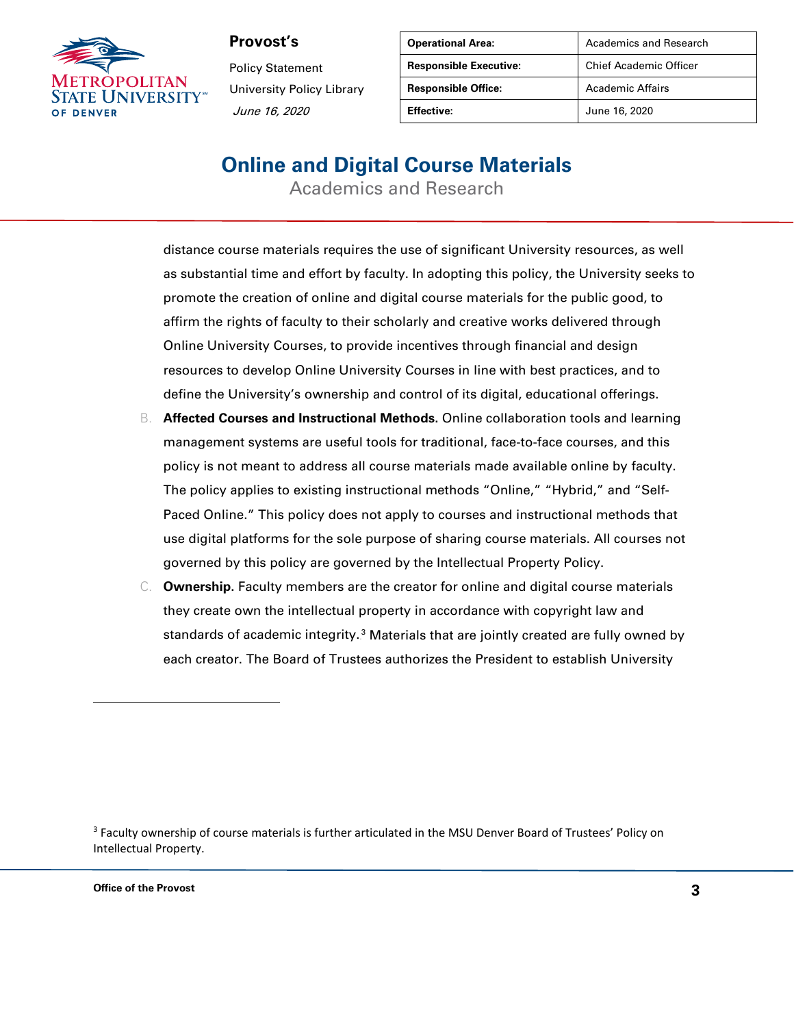distance course materials requires the use of significant University resources, as well as substantial time and effort by faculty. In adopting this policy, the University seeks to promote the creation of online and digital course materials for the public good, to affirm the rights of faculty to their scholarly and creative works delivered through Online University Courses, to provide incentives through financial and design resources to develop Online University Courses in line with best practices, and to define the University's ownership and control of its digital, educational offerings.

B. **Affected Courses and Instructional Methods.** Online collaboration tools and learning management systems are useful tools for traditional, face-to-face courses, and this policy is not meant to address all course materials made available online by faculty. The policy applies to existing instructional methods "Online," "Hybrid," and "Self-Paced Online." This policy does not apply to courses and instructional methods that use digital platforms for the sole purpose of sharing course materials. All courses not governed by this policy are governed by the Intellectual Property Policy.

C. **Ownership.** Faculty members are the creator for online and digital course materials they create own the intellectual property in accordance with copyright law and standards of academic integrity.[3] Materials that are jointly created are fully owned by each creator. The Board of Trustees authorizes the President to establish University

[3] Faculty ownership of course materials is further articulated in the MSU Denver Board of Trustees' Policy on Intellectual Property.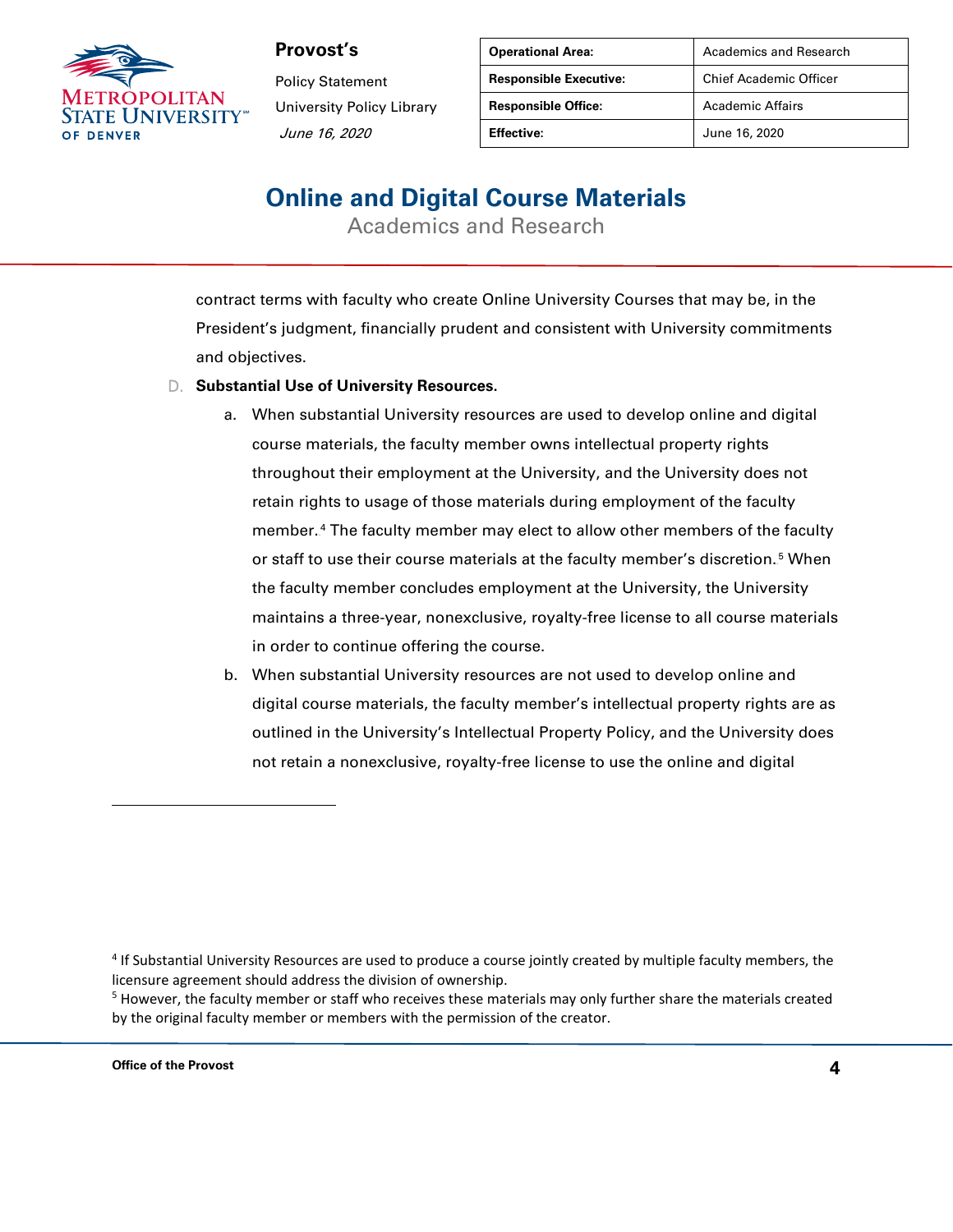contract terms with faculty who create Online University Courses that may be, in the President's judgment, financially prudent and consistent with University commitments and objectives.

D. **Substantial Use of University Resources.**

   a. When substantial University resources are used to develop online and digital course materials, the faculty member owns intellectual property rights throughout their employment at the University, and the University does not retain rights to usage of those materials during employment of the faculty member.[4] The faculty member may elect to allow other members of the faculty or staff to use their course materials at the faculty member's discretion.[5] When the faculty member concludes employment at the University, the University maintains a three-year, nonexclusive, royalty-free license to all course materials in order to continue offering the course.

   b. When substantial University resources are not used to develop online and digital course materials, the faculty member's intellectual property rights are as outlined in the University's Intellectual Property Policy, and the University does not retain a nonexclusive, royalty-free license to use the online and digital

---

[4] If Substantial University Resources are used to produce a course jointly created by multiple faculty members, the licensure agreement should address the division of ownership.

[5] However, the faculty member or staff who receives these materials may only further share the materials created by the original faculty member or members with the permission of the creator.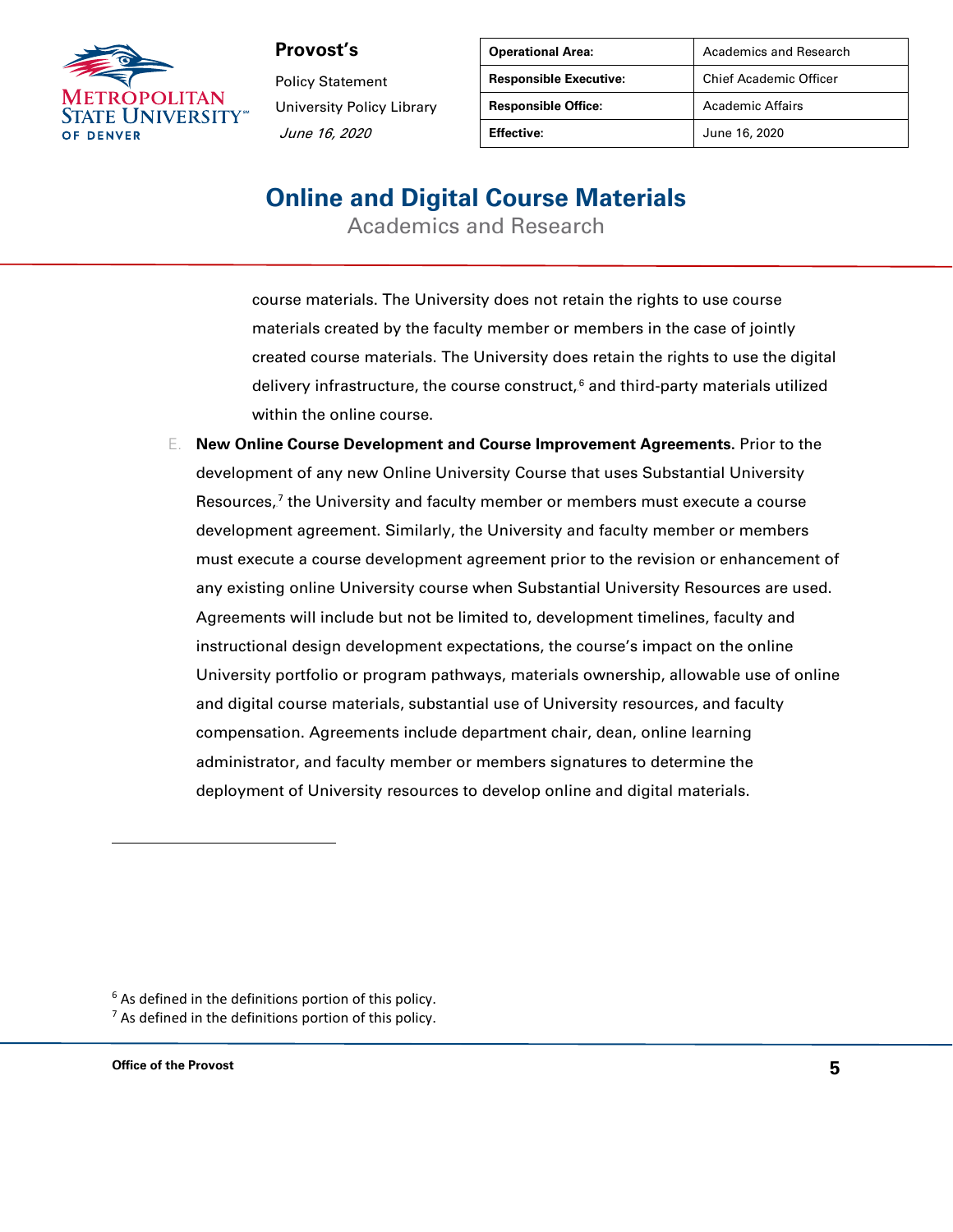course materials. The University does not retain the rights to use course materials created by the faculty member or members in the case of jointly created course materials. The University does retain the rights to use the digital delivery infrastructure, the course construct,[6] and third-party materials utilized within the online course.

E. **New Online Course Development and Course Improvement Agreements**. Prior to the development of any new Online University Course that uses Substantial University Resources,[7] the University and faculty member or members must execute a course development agreement. Similarly, the University and faculty member or members must execute a course development agreement prior to the revision or enhancement of any existing online University course when Substantial University Resources are used. Agreements will include but not be limited to, development timelines, faculty and instructional design development expectations, the course's impact on the online University portfolio or program pathways, materials ownership, allowable use of online and digital course materials, substantial use of University resources, and faculty compensation. Agreements include department chair, dean, online learning administrator, and faculty member or members signatures to determine the deployment of University resources to develop online and digital materials.

---

[6] As defined in the definitions portion of this policy.

[7] As defined in the definitions portion of this policy.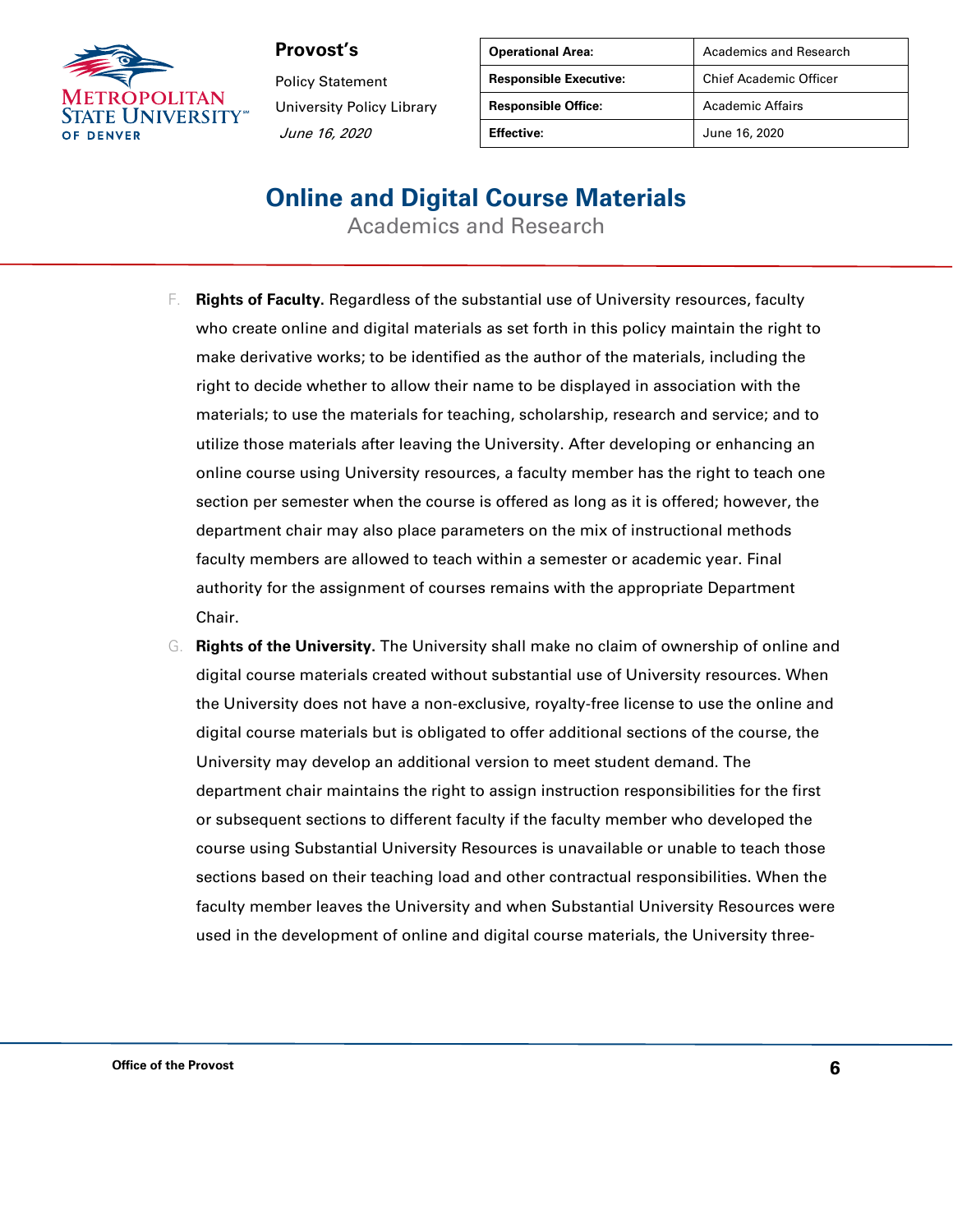F. **Rights of Faculty.** Regardless of the substantial use of University resources, faculty who create online and digital materials as set forth in this policy maintain the right to make derivative works; to be identified as the author of the materials, including the right to decide whether to allow their name to be displayed in association with the materials; to use the materials for teaching, scholarship, research and service; and to utilize those materials after leaving the University. After developing or enhancing an online course using University resources, a faculty member has the right to teach one section per semester when the course is offered as long as it is offered; however, the department chair may also place parameters on the mix of instructional methods faculty members are allowed to teach within a semester or academic year. Final authority for the assignment of courses remains with the appropriate Department Chair.

G. **Rights of the University.** The University shall make no claim of ownership of online and digital course materials created without substantial use of University resources. When the University does not have a non-exclusive, royalty-free license to use the online and digital course materials but is obligated to offer additional sections of the course, the University may develop an additional version to meet student demand. The department chair maintains the right to assign instruction responsibilities for the first or subsequent sections to different faculty if the faculty member who developed the course using Substantial University Resources is unavailable or unable to teach those sections based on their teaching load and other contractual responsibilities. When the faculty member leaves the University and when Substantial University Resources were used in the development of online and digital course materials, the University three-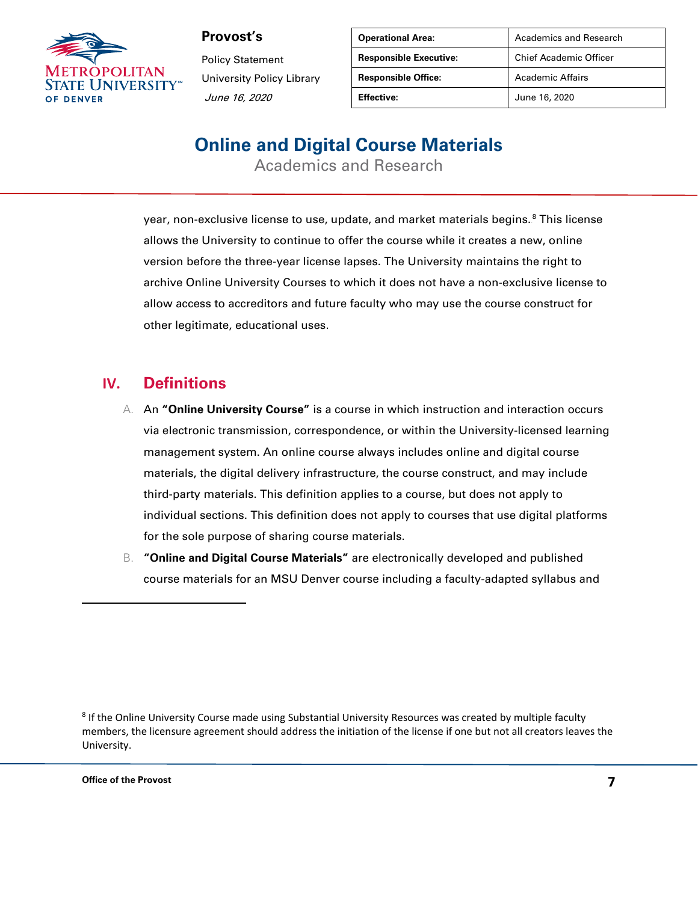year, non-exclusive license to use, update, and market materials begins.[8] This license allows the University to continue to offer the course while it creates a new, online version before the three-year license lapses. The University maintains the right to archive Online University Courses to which it does not have a non-exclusive license to allow access to accreditors and future faculty who may use the course construct for other legitimate, educational uses.

## IV. Definitions

A. An **"Online University Course"** is a course in which instruction and interaction occurs via electronic transmission, correspondence, or within the University-licensed learning management system. An online course always includes online and digital course materials, the digital delivery infrastructure, the course construct, and may include third-party materials. This definition applies to a course, but does not apply to individual sections. This definition does not apply to courses that use digital platforms for the sole purpose of sharing course materials.

B. **"Online and Digital Course Materials"** are electronically developed and published course materials for an MSU Denver course including a faculty-adapted syllabus and

---

[8] If the Online University Course made using Substantial University Resources was created by multiple faculty members, the licensure agreement should address the initiation of the license if one but not all creators leaves the University.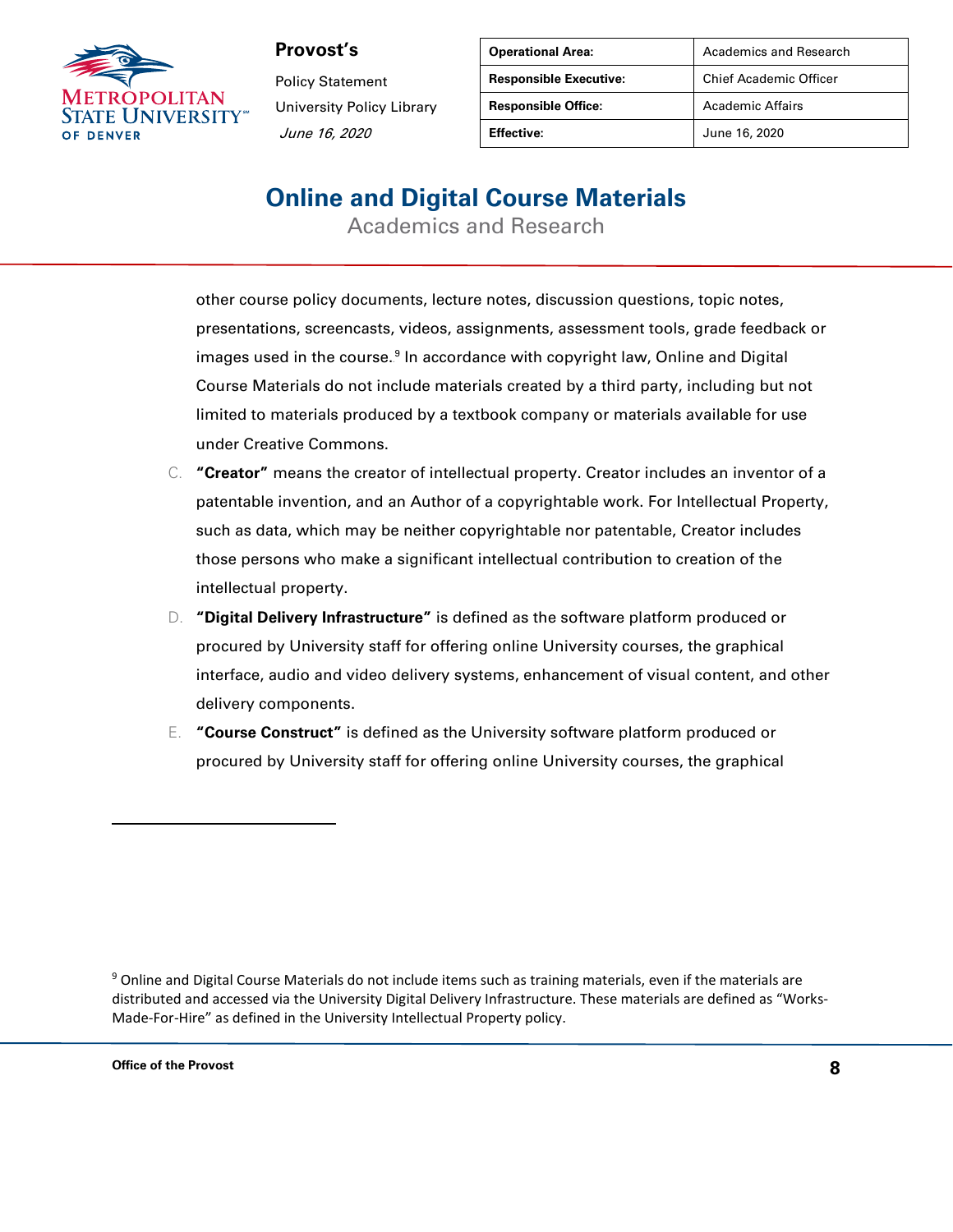other course policy documents, lecture notes, discussion questions, topic notes, presentations, screencasts, videos, assignments, assessment tools, grade feedback or images used in the course.[9] In accordance with copyright law, Online and Digital Course Materials do not include materials created by a third party, including but not limited to materials produced by a textbook company or materials available for use under Creative Commons.

C. **"Creator"** means the creator of intellectual property. Creator includes an inventor of a patentable invention, and an Author of a copyrightable work. For Intellectual Property, such as data, which may be neither copyrightable nor patentable, Creator includes those persons who make a significant intellectual contribution to creation of the intellectual property.

D. **"Digital Delivery Infrastructure"** is defined as the software platform produced or procured by University staff for offering online University courses, the graphical interface, audio and video delivery systems, enhancement of visual content, and other delivery components.

E. **"Course Construct"** is defined as the University software platform produced or procured by University staff for offering online University courses, the graphical

---

[9] Online and Digital Course Materials do not include items such as training materials, even if the materials are distributed and accessed via the University Digital Delivery Infrastructure. These materials are defined as "Works-Made-For-Hire" as defined in the University Intellectual Property policy.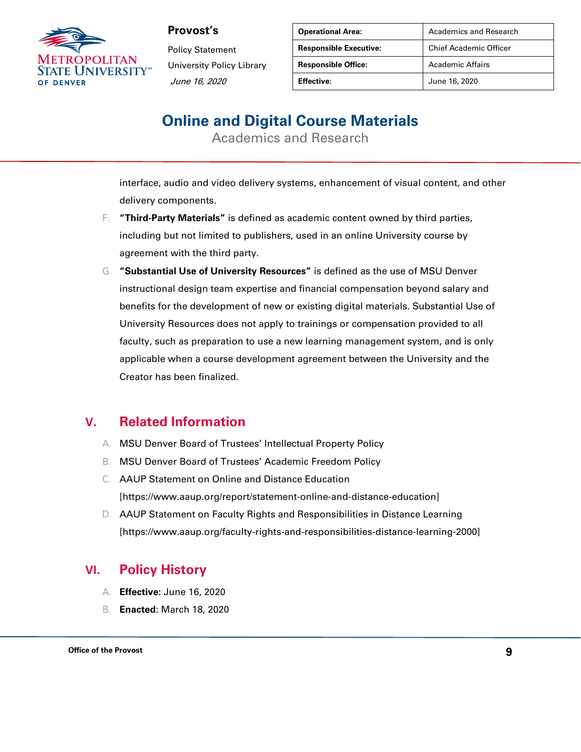interface, audio and video delivery systems, enhancement of visual content, and other delivery components.

F. **"Third-Party Materials"** is defined as academic content owned by third parties, including but not limited to publishers, used in an online University course by agreement with the third party.

G. **"Substantial Use of University Resources"** is defined as the use of MSU Denver instructional design team expertise and financial compensation beyond salary and benefits for the development of new or existing digital materials. Substantial Use of University Resources does not apply to trainings or compensation provided to all faculty, such as preparation to use a new learning management system, and is only applicable when a course development agreement between the University and the Creator has been finalized.

## V. Related Information

A. MSU Denver Board of Trustees' Intellectual Property Policy

B. MSU Denver Board of Trustees' Academic Freedom Policy

C. AAUP Statement on Online and Distance Education [https://www.aaup.org/report/statement-online-and-distance-education]

D. AAUP Statement on Faculty Rights and Responsibilities in Distance Learning [https://www.aaup.org/faculty-rights-and-responsibilities-distance-learning-2000]

## VI. Policy History

A. **Effective**: June 16, 2020

B. **Enacted**: March 18, 2020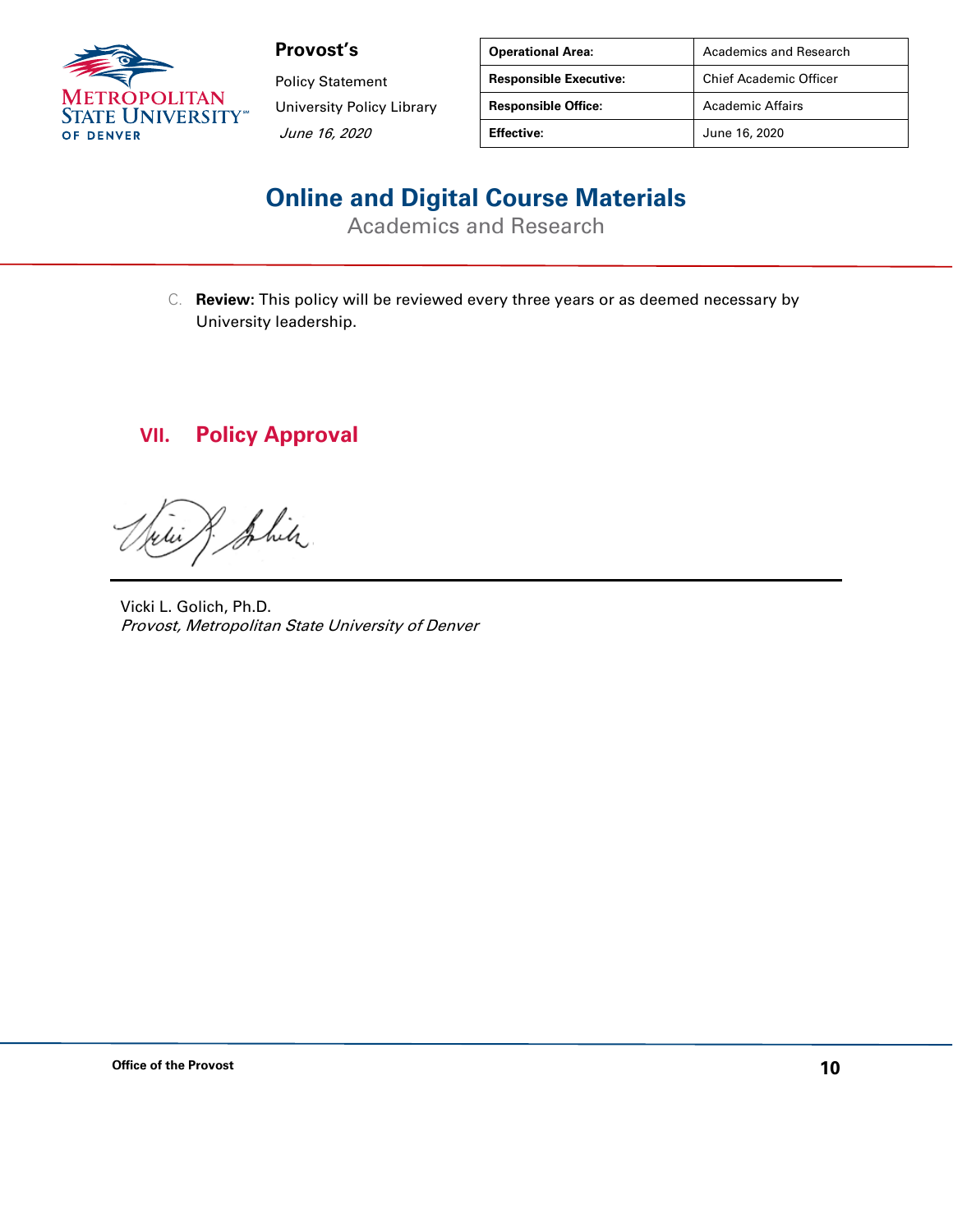C. **Review:** This policy will be reviewed every three years or as deemed necessary by University leadership.

## VII. Policy Approval

Vicki L. Golich, Ph.D.
*Provost, Metropolitan State University of Denver*